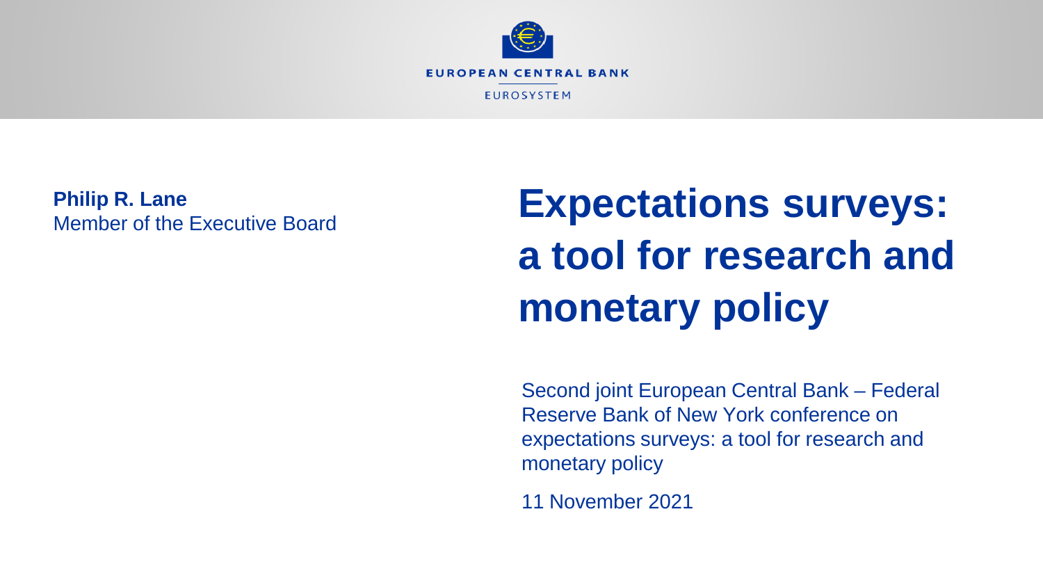EUROPEAN CENTRAL BANK

EUROSYSTEM

**Philip R. Lane**
Member of the Executive Board

# Expectations surveys: a tool for research and monetary policy

Second joint European Central Bank – Federal Reserve Bank of New York conference on expectations surveys: a tool for research and monetary policy

11 November 2021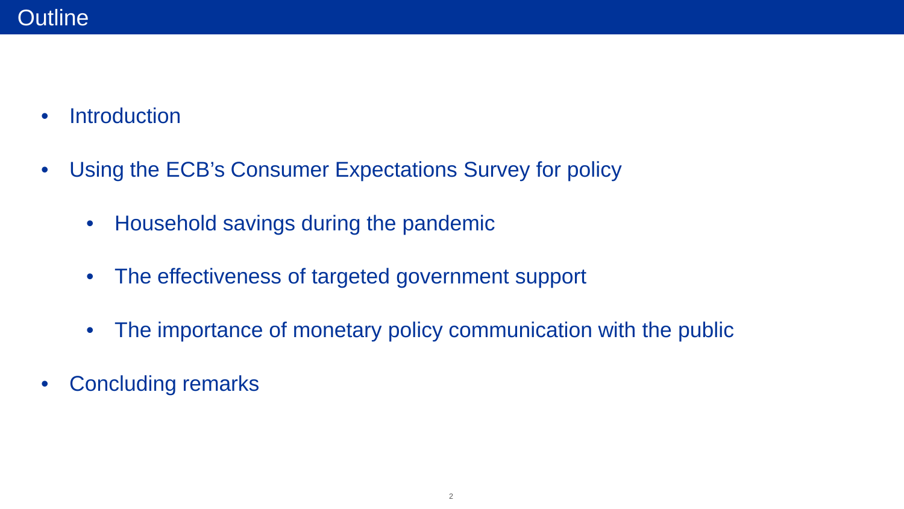# Outline

- Introduction
- Using the ECB's Consumer Expectations Survey for policy
  - Household savings during the pandemic
  - The effectiveness of targeted government support
  - The importance of monetary policy communication with the public
- Concluding remarks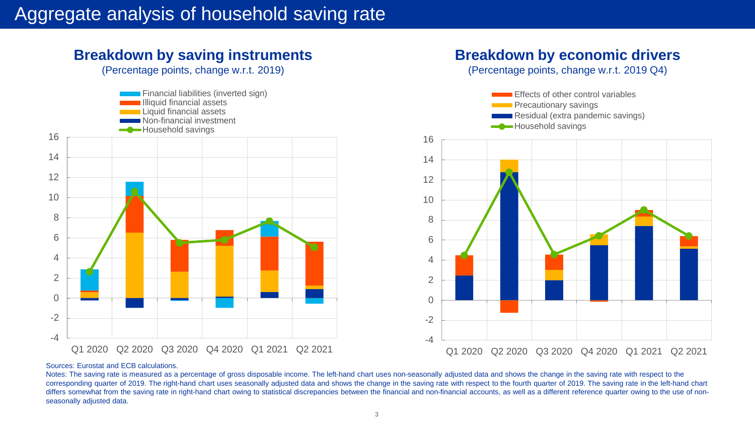# Aggregate analysis of household saving rate

## Breakdown by saving instruments

(Percentage points, change w.r.t. 2019)

- Financial liabilities (inverted sign)
- Illiquid financial assets
- Liquid financial assets
- Non-financial investment
- Household savings

## Breakdown by economic drivers

(Percentage points, change w.r.t. 2019 Q4)

- Effects of other control variables
- Precautionary savings
- Residual (extra pandemic savings)
- Household savings

Sources: Eurostat and ECB calculations.

Notes: The saving rate is measured as a percentage of gross disposable income. The left-hand chart uses non-seasonally adjusted data and shows the change in the saving rate with respect to the corresponding quarter of 2019. The right-hand chart uses seasonally adjusted data and shows the change in the saving rate with respect to the fourth quarter of 2019. The saving rate in the left-hand chart differs somewhat from the saving rate in right-hand chart owing to statistical discrepancies between the financial and non-financial accounts, as well as a different reference quarter owing to the use of non-seasonally adjusted data.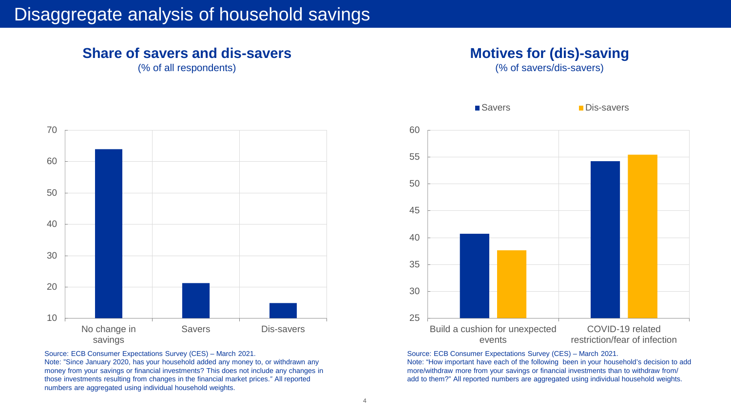# Disaggregate analysis of household savings

## Share of savers and dis-savers

(% of all respondents)

Source: ECB Consumer Expectations Survey (CES) – March 2021.
Note: "Since January 2020, has your household added any money to, or withdrawn any money from your savings or financial investments? This does not include any changes in those investments resulting from changes in the financial market prices." All reported numbers are aggregated using individual household weights.

## Motives for (dis)-saving

(% of savers/dis-savers)

Source: ECB Consumer Expectations Survey (CES) – March 2021.
Note: "How important have each of the following been in your household's decision to add more/withdraw more from your savings or financial investments than to withdraw from/ add to them?" All reported numbers are aggregated using individual household weights.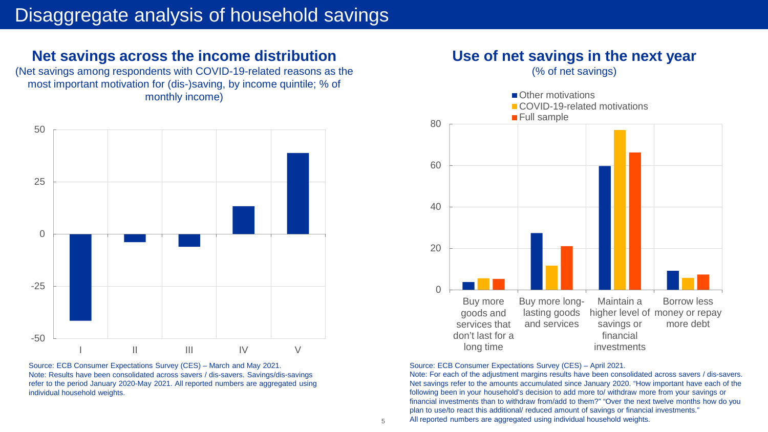# Disaggregate analysis of household savings

## Net savings across the income distribution

(Net savings among respondents with COVID-19-related reasons as the most important motivation for (dis-)saving, by income quintile; % of monthly income)

Source: ECB Consumer Expectations Survey (CES) – March and May 2021.
Note: Results have been consolidated across savers / dis-savers. Savings/dis-savings refer to the period January 2020-May 2021. All reported numbers are aggregated using individual household weights.

## Use of net savings in the next year

(% of net savings)

Source: ECB Consumer Expectations Survey (CES) – April 2021.
Note: For each of the adjustment margins results have been consolidated across savers / dis-savers. Net savings refer to the amounts accumulated since January 2020. "How important have each of the following been in your household's decision to add more to/ withdraw more from your savings or financial investments than to withdraw from/add to them?" "Over the next twelve months how do you plan to use/to react this additional/ reduced amount of savings or financial investments." All reported numbers are aggregated using individual household weights.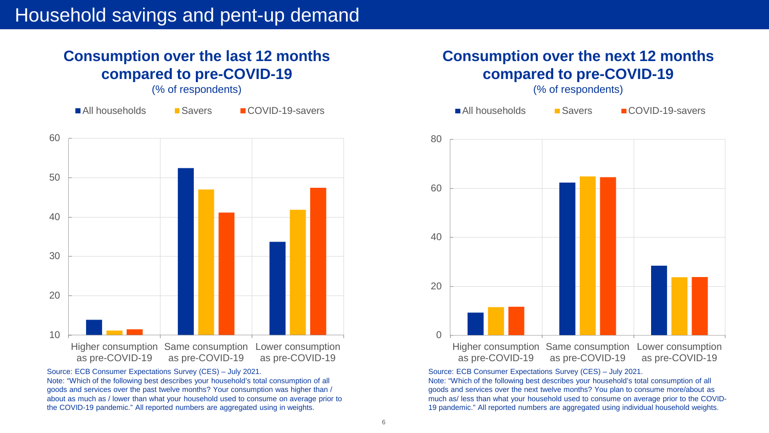# Household savings and pent-up demand

## Consumption over the last 12 months compared to pre-COVID-19

(% of respondents)

■ All households ■ Savers ■ COVID-19-savers

Higher consumption as pre-COVID-19 | Same consumption as pre-COVID-19 | Lower consumption as pre-COVID-19

Source: ECB Consumer Expectations Survey (CES) – July 2021.

Note: "Which of the following best describes your household's total consumption of all goods and services over the past twelve months? Your consumption was higher than / about as much as / lower than what your household used to consume on average prior to the COVID-19 pandemic." All reported numbers are aggregated using in weights.

## Consumption over the next 12 months compared to pre-COVID-19

(% of respondents)

■ All households ■ Savers ■ COVID-19-savers

Higher consumption as pre-COVID-19 | Same consumption as pre-COVID-19 | Lower consumption as pre-COVID-19

Source: ECB Consumer Expectations Survey (CES) – July 2021.

Note: "Which of the following best describes your household's total consumption of all goods and services over the next twelve months? You plan to consume more/about as much as/ less than what your household used to consume on average prior to the COVID-19 pandemic." All reported numbers are aggregated using individual household weights.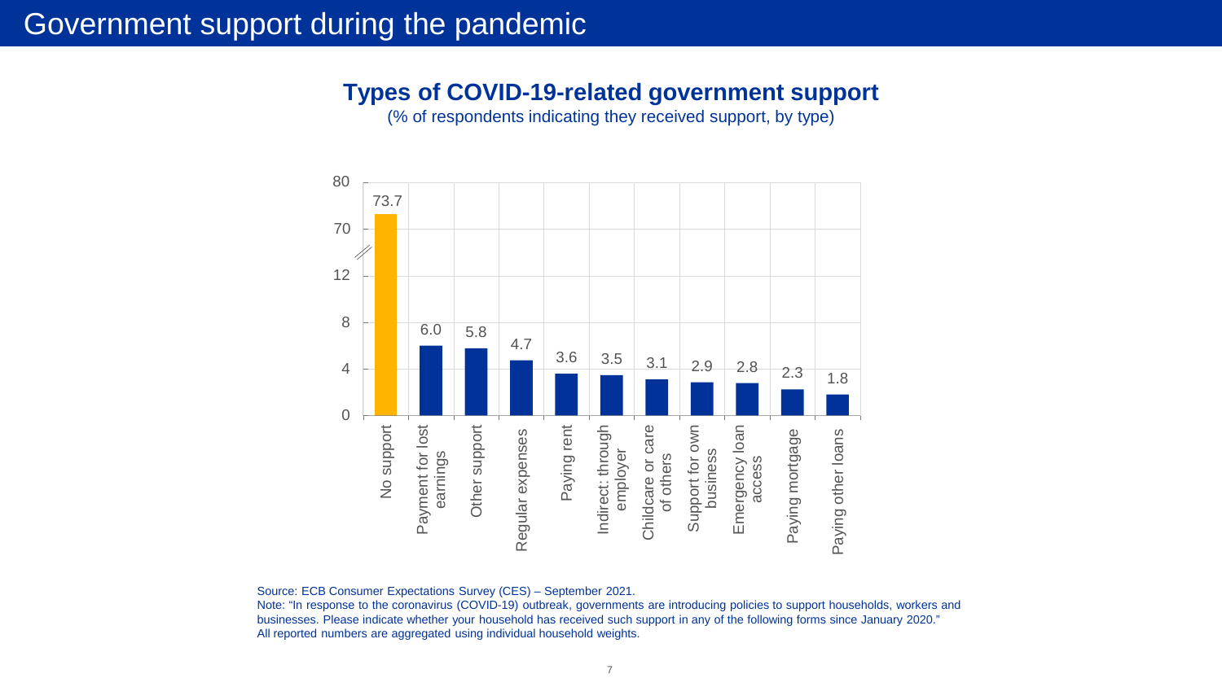# Government support during the pandemic

## Types of COVID-19-related government support

(% of respondents indicating they received support, by type)

| Type of support | % |
|---|---|
| No support | 73.7 |
| Payment for lost earnings | 6.0 |
| Other support | 5.8 |
| Regular expenses | 4.7 |
| Paying rent | 3.6 |
| Indirect: through employer | 3.5 |
| Childcare or care of others | 3.1 |
| Support for own business | 2.9 |
| Emergency loan access | 2.8 |
| Paying mortgage | 2.3 |
| Paying other loans | 1.8 |

Source: ECB Consumer Expectations Survey (CES) – September 2021.

Note: "In response to the coronavirus (COVID-19) outbreak, governments are introducing policies to support households, workers and businesses. Please indicate whether your household has received such support in any of the following forms since January 2020."

All reported numbers are aggregated using individual household weights.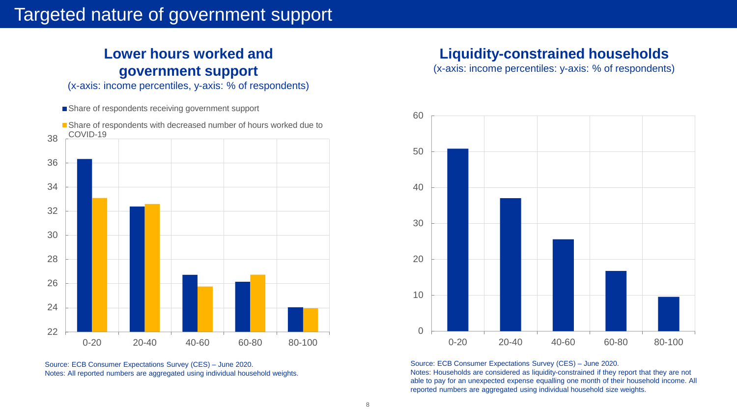# Targeted nature of government support

## Lower hours worked and government support

(x-axis: income percentiles, y-axis: % of respondents)

- Share of respondents receiving government support
- Share of respondents with decreased number of hours worked due to COVID-19

Source: ECB Consumer Expectations Survey (CES) – June 2020.
Notes: All reported numbers are aggregated using individual household weights.

## Liquidity-constrained households

(x-axis: income percentiles: y-axis: % of respondents)

Source: ECB Consumer Expectations Survey (CES) – June 2020.
Notes: Households are considered as liquidity-constrained if they report that they are not able to pay for an unexpected expense equalling one month of their household income. All reported numbers are aggregated using individual household size weights.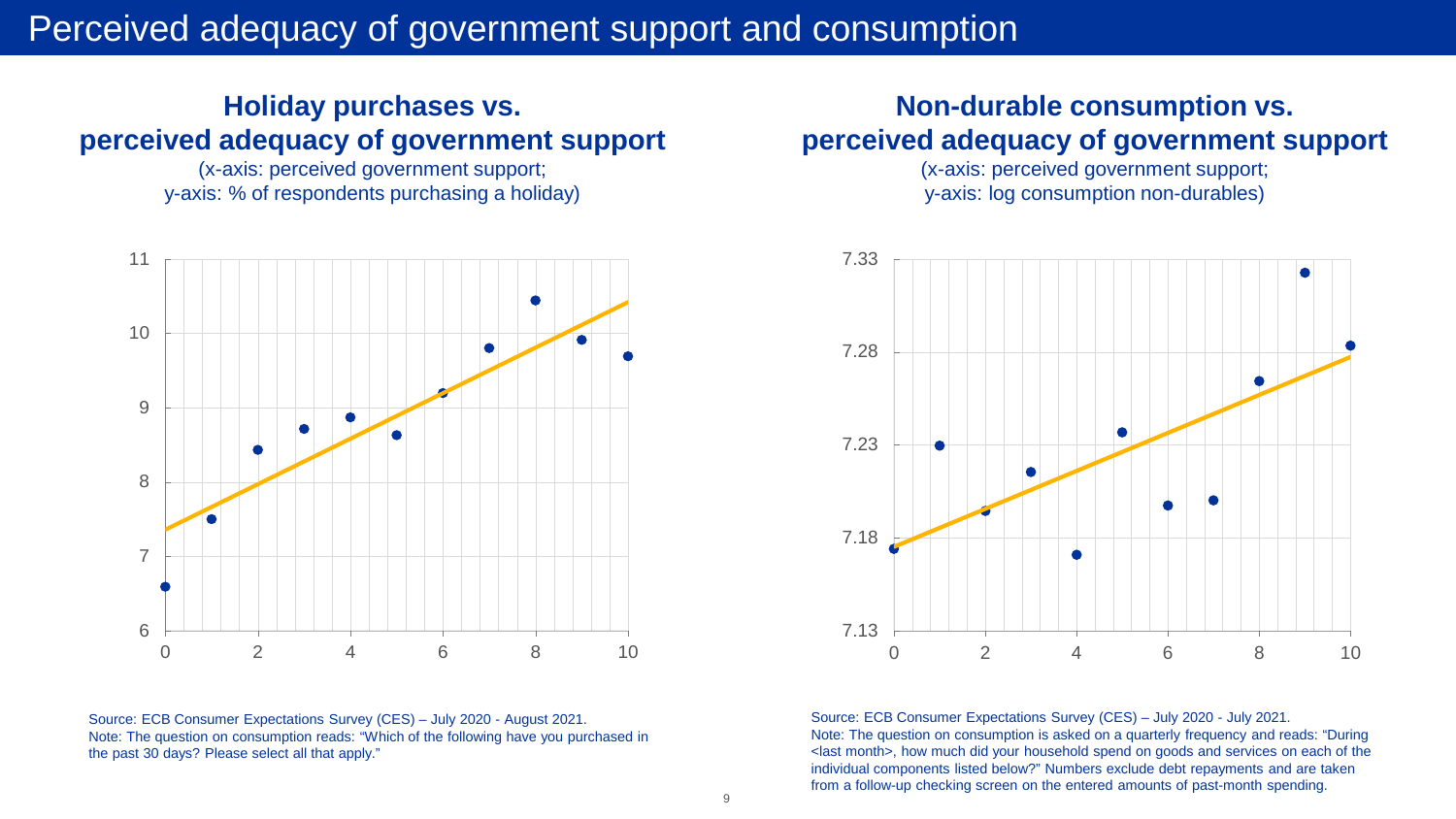# Perceived adequacy of government support and consumption

## Holiday purchases vs. perceived adequacy of government support

(x-axis: perceived government support; y-axis: % of respondents purchasing a holiday)

Source: ECB Consumer Expectations Survey (CES) – July 2020 - August 2021.
Note: The question on consumption reads: "Which of the following have you purchased in the past 30 days? Please select all that apply."

## Non-durable consumption vs. perceived adequacy of government support

(x-axis: perceived government support; y-axis: log consumption non-durables)

Source: ECB Consumer Expectations Survey (CES) – July 2020 - July 2021.
Note: The question on consumption is asked on a quarterly frequency and reads: "During <last month>, how much did your household spend on goods and services on each of the individual components listed below?" Numbers exclude debt repayments and are taken from a follow-up checking screen on the entered amounts of past-month spending.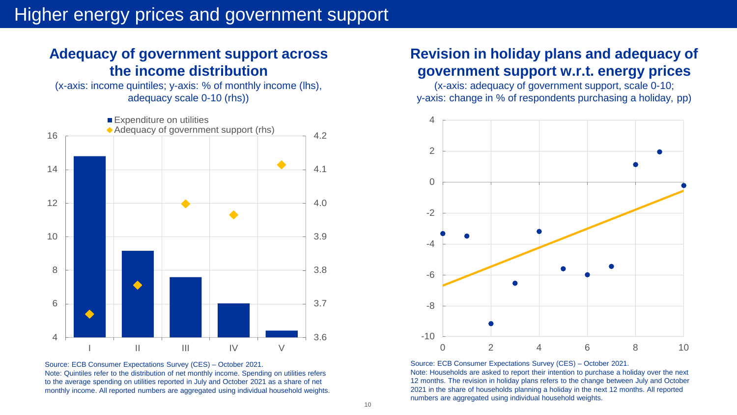# Higher energy prices and government support

## Adequacy of government support across the income distribution

(x-axis: income quintiles; y-axis: % of monthly income (lhs), adequacy scale 0-10 (rhs))

Source: ECB Consumer Expectations Survey (CES) – October 2021.
Note: Quintiles refer to the distribution of net monthly income. Spending on utilities refers to the average spending on utilities reported in July and October 2021 as a share of net monthly income. All reported numbers are aggregated using individual household weights.

## Revision in holiday plans and adequacy of government support w.r.t. energy prices

(x-axis: adequacy of government support, scale 0-10; y-axis: change in % of respondents purchasing a holiday, pp)

Source: ECB Consumer Expectations Survey (CES) – October 2021.
Note: Households are asked to report their intention to purchase a holiday over the next 12 months. The revision in holiday plans refers to the change between July and October 2021 in the share of households planning a holiday in the next 12 months. All reported numbers are aggregated using individual household weights.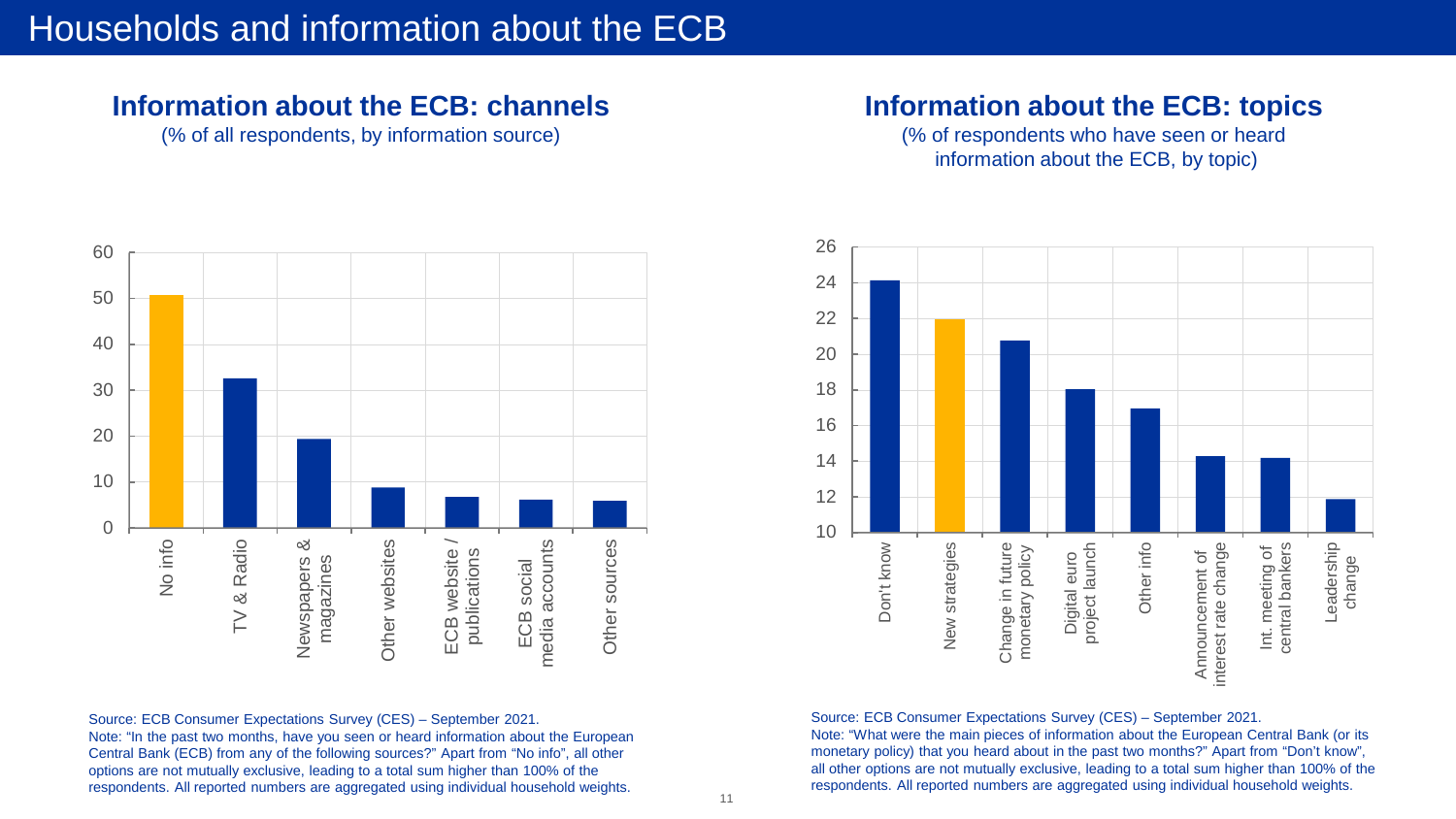# Households and information about the ECB

## Information about the ECB: channels

(% of all respondents, by information source)

| Information source | % |
|---|---|
| No info | 51 |
| TV & Radio | 32.5 |
| Newspapers & magazines | 19.5 |
| Other websites | 9 |
| ECB website / publications | 7 |
| ECB social media accounts | 6 |
| Other sources | 6 |

Source: ECB Consumer Expectations Survey (CES) – September 2021.
Note: "In the past two months, have you seen or heard information about the European Central Bank (ECB) from any of the following sources?" Apart from "No info", all other options are not mutually exclusive, leading to a total sum higher than 100% of the respondents. All reported numbers are aggregated using individual household weights.

## Information about the ECB: topics

(% of respondents who have seen or heard information about the ECB, by topic)

| Topic | % |
|---|---|
| Don't know | 24.1 |
| New strategies | 21.9 |
| Change in future monetary policy | 20.8 |
| Digital euro project launch | 18 |
| Other info | 17 |
| Announcement of interest rate change | 14.3 |
| Int. meeting of central bankers | 14.2 |
| Leadership change | 11.9 |

Source: ECB Consumer Expectations Survey (CES) – September 2021.
Note: "What were the main pieces of information about the European Central Bank (or its monetary policy) that you heard about in the past two months?" Apart from "Don't know", all other options are not mutually exclusive, leading to a total sum higher than 100% of the respondents. All reported numbers are aggregated using individual household weights.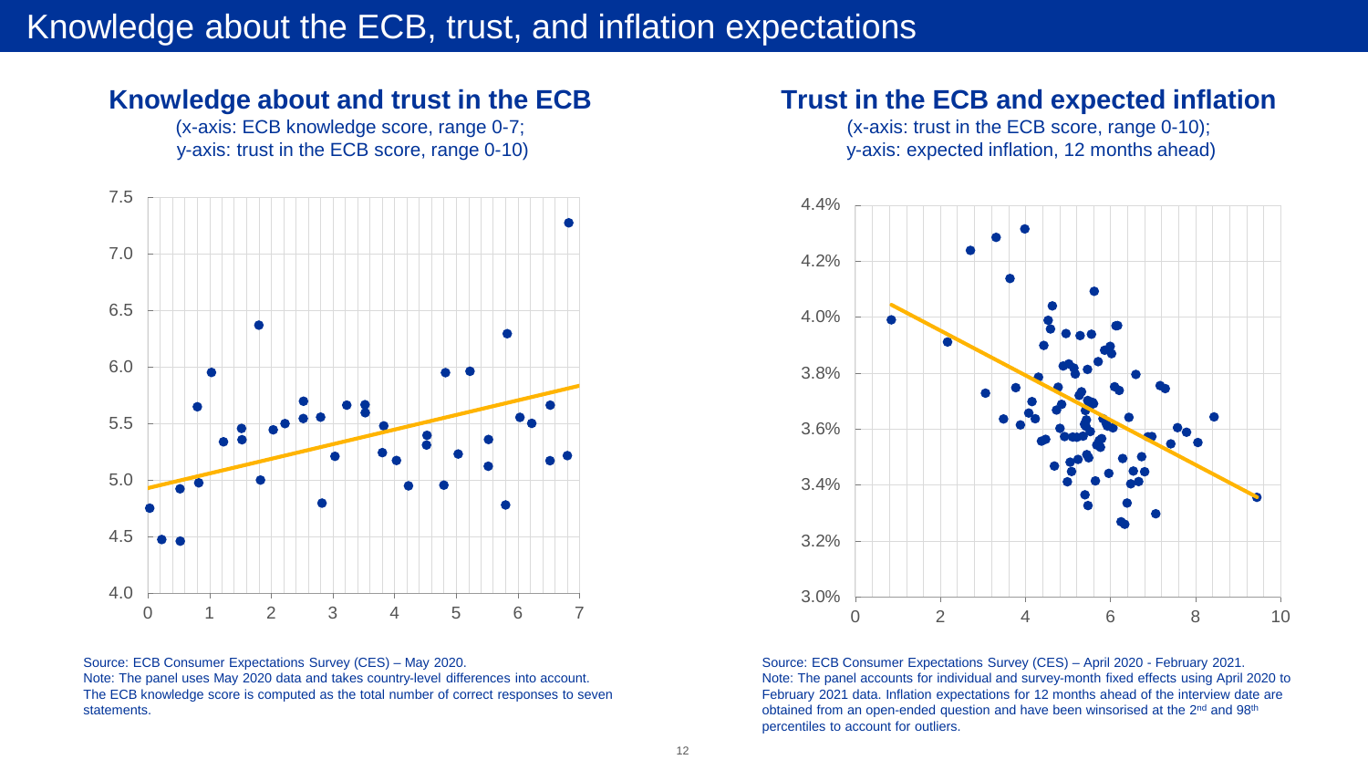# Knowledge about the ECB, trust, and inflation expectations

## Knowledge about and trust in the ECB

(x-axis: ECB knowledge score, range 0-7; y-axis: trust in the ECB score, range 0-10)

Source: ECB Consumer Expectations Survey (CES) – May 2020.
Note: The panel uses May 2020 data and takes country-level differences into account. The ECB knowledge score is computed as the total number of correct responses to seven statements.

## Trust in the ECB and expected inflation

(x-axis: trust in the ECB score, range 0-10); y-axis: expected inflation, 12 months ahead)

Source: ECB Consumer Expectations Survey (CES) – April 2020 - February 2021.
Note: The panel accounts for individual and survey-month fixed effects using April 2020 to February 2021 data. Inflation expectations for 12 months ahead of the interview date are obtained from an open-ended question and have been winsorised at the 2nd and 98th percentiles to account for outliers.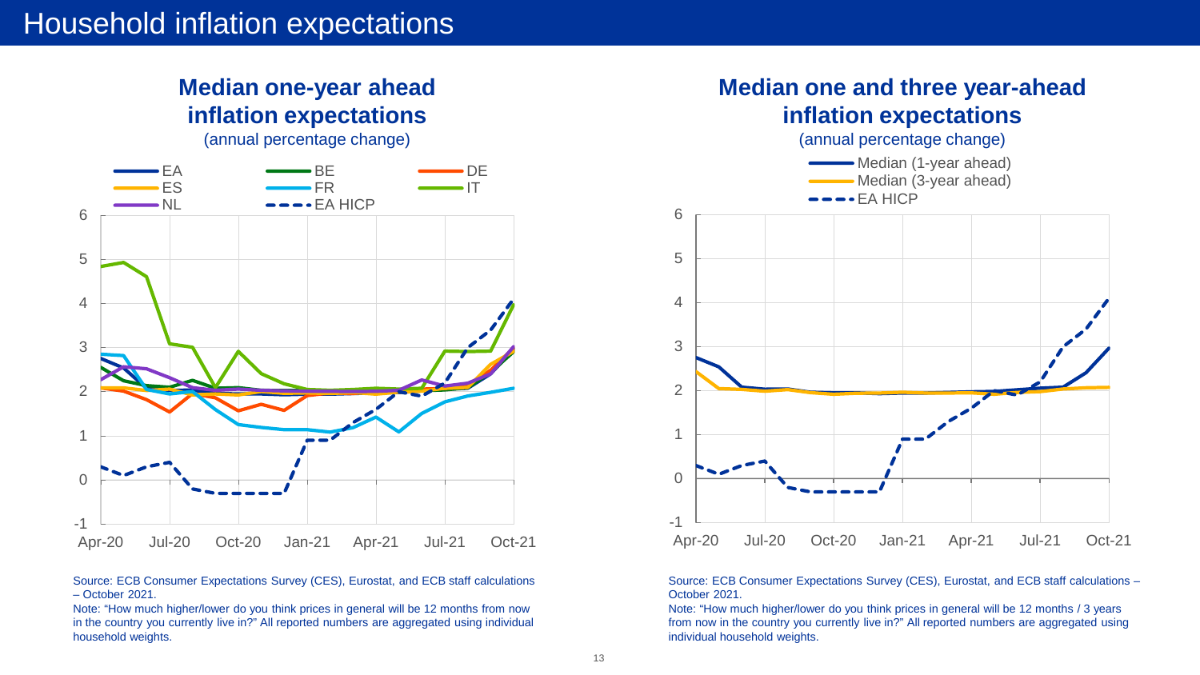# Household inflation expectations

## Median one-year ahead inflation expectations

(annual percentage change)

Source: ECB Consumer Expectations Survey (CES), Eurostat, and ECB staff calculations – October 2021.

Note: "How much higher/lower do you think prices in general will be 12 months from now in the country you currently live in?" All reported numbers are aggregated using individual household weights.

## Median one and three year-ahead inflation expectations

(annual percentage change)

Source: ECB Consumer Expectations Survey (CES), Eurostat, and ECB staff calculations – October 2021.

Note: "How much higher/lower do you think prices in general will be 12 months / 3 years from now in the country you currently live in?" All reported numbers are aggregated using individual household weights.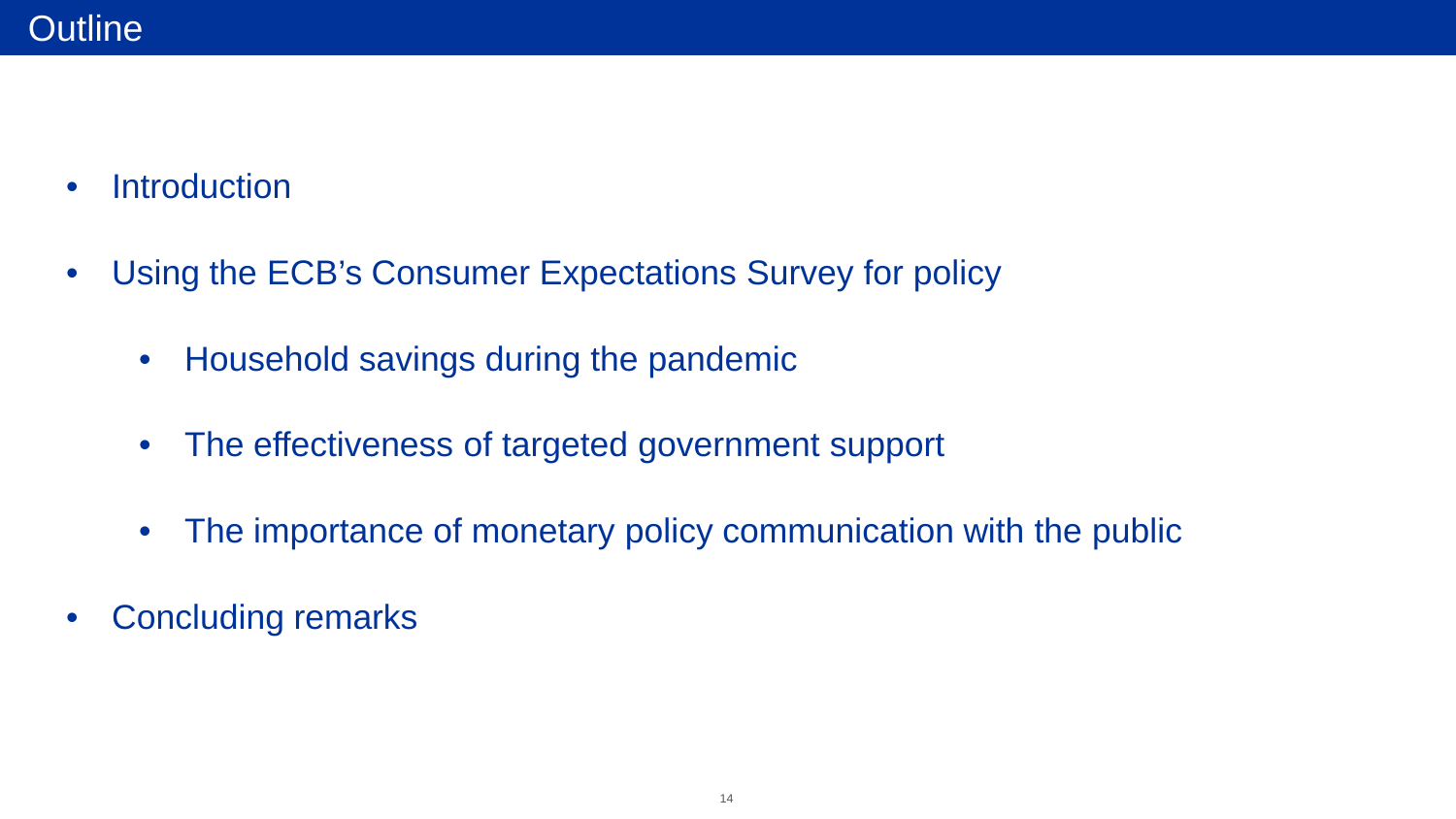# Outline

- Introduction
- Using the ECB’s Consumer Expectations Survey for policy
  - Household savings during the pandemic
  - The effectiveness of targeted government support
  - The importance of monetary policy communication with the public
- Concluding remarks